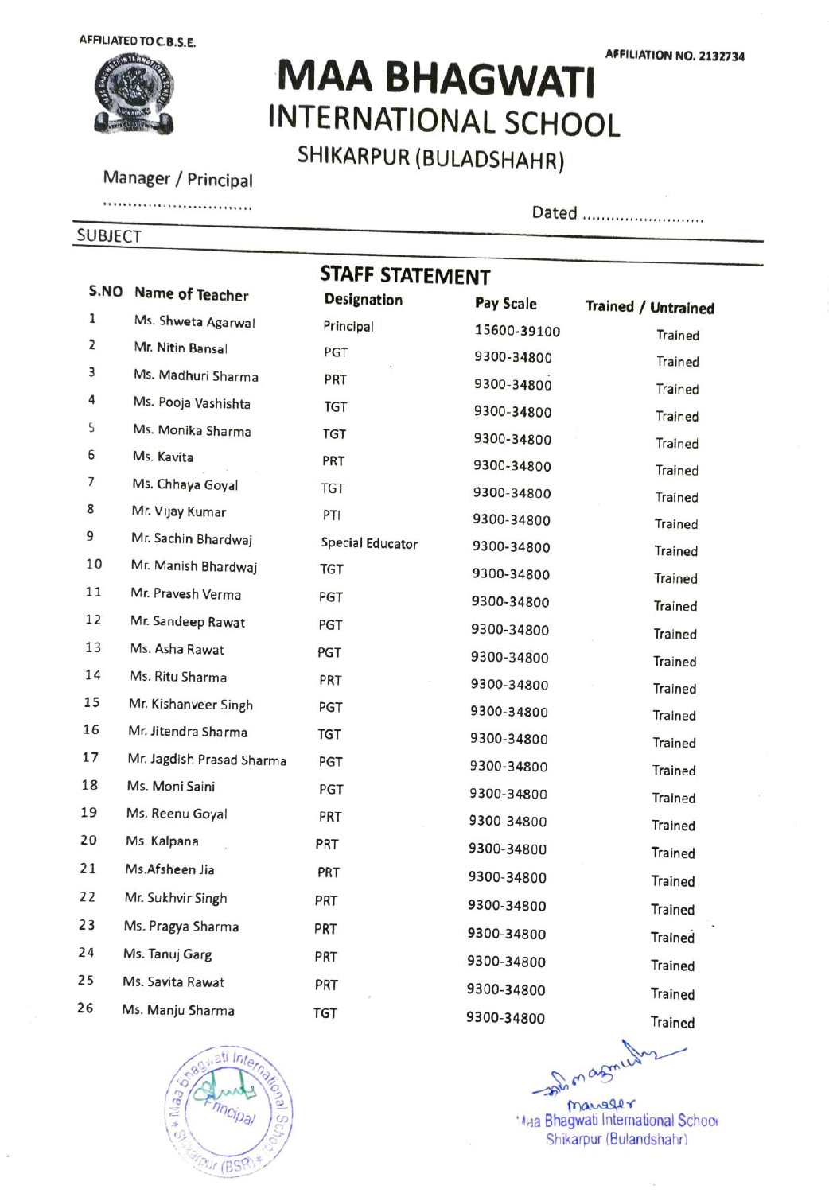AFFILIATED TO C.B.S.E.

AFFILIATION NO. 2132734

# MAA BHAGWATI
## INTERNATIONAL SCHOOL
### SHIKARPUR (BULADSHAHR)

Manager / Principal

.................................

Dated ...........................

SUBJECT

## STAFF STATEMENT

| S.NO | Name of Teacher | Designation | Pay Scale | Trained / Untrained |
|---|---|---|---|---|
| 1 | Ms. Shweta Agarwal | Principal | 15600-39100 | Trained |
| 2 | Mr. Nitin Bansal | PGT | 9300-34800 | Trained |
| 3 | Ms. Madhuri Sharma | PRT | 9300-34800 | Trained |
| 4 | Ms. Pooja Vashishta | TGT | 9300-34800 | Trained |
| 5 | Ms. Monika Sharma | TGT | 9300-34800 | Trained |
| 6 | Ms. Kavita | PRT | 9300-34800 | Trained |
| 7 | Ms. Chhaya Goyal | TGT | 9300-34800 | Trained |
| 8 | Mr. Vijay Kumar | PTI | 9300-34800 | Trained |
| 9 | Mr. Sachin Bhardwaj | Special Educator | 9300-34800 | Trained |
| 10 | Mr. Manish Bhardwaj | TGT | 9300-34800 | Trained |
| 11 | Mr. Pravesh Verma | PGT | 9300-34800 | Trained |
| 12 | Mr. Sandeep Rawat | PGT | 9300-34800 | Trained |
| 13 | Ms. Asha Rawat | PGT | 9300-34800 | Trained |
| 14 | Ms. Ritu Sharma | PRT | 9300-34800 | Trained |
| 15 | Mr. Kishanveer Singh | PGT | 9300-34800 | Trained |
| 16 | Mr. Jitendra Sharma | TGT | 9300-34800 | Trained |
| 17 | Mr. Jagdish Prasad Sharma | PGT | 9300-34800 | Trained |
| 18 | Ms. Moni Saini | PGT | 9300-34800 | Trained |
| 19 | Ms. Reenu Goyal | PRT | 9300-34800 | Trained |
| 20 | Ms. Kalpana | PRT | 9300-34800 | Trained |
| 21 | Ms.Afsheen Jia | PRT | 9300-34800 | Trained |
| 22 | Mr. Sukhvir Singh | PRT | 9300-34800 | Trained |
| 23 | Ms. Pragya Sharma | PRT | 9300-34800 | Trained |
| 24 | Ms. Tanuj Garg | PRT | 9300-34800 | Trained |
| 25 | Ms. Savita Rawat | PRT | 9300-34800 | Trained |
| 26 | Ms. Manju Sharma | TGT | 9300-34800 | Trained |

Principal

Maa Bhagwati International School * Shikarpur (BSR) *

Manager

Maa Bhagwati International School

Shikarpur (Bulandshahr)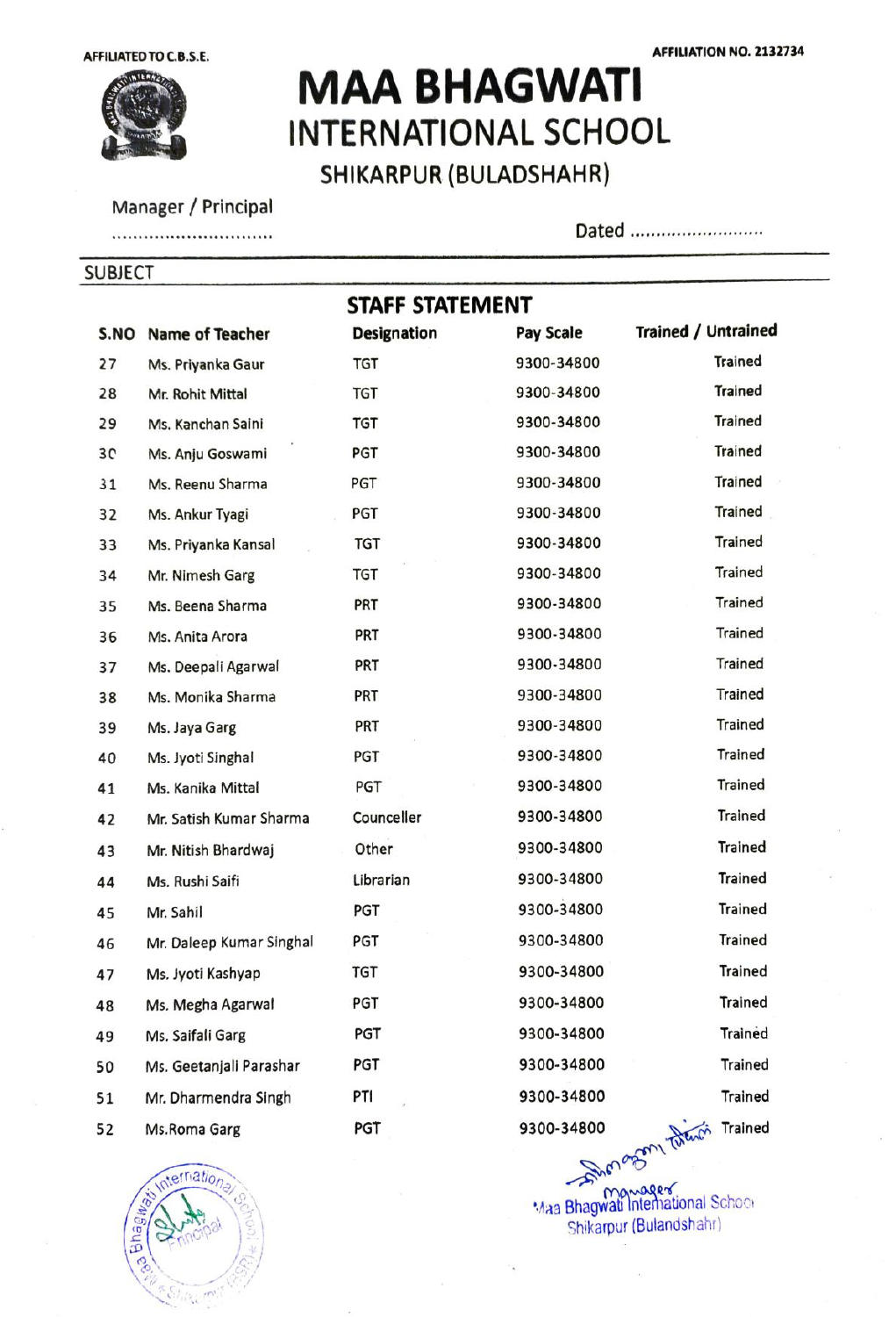AFFILIATED TO C.B.S.E.

AFFILIATION NO. 2132734

# MAA BHAGWATI
## INTERNATIONAL SCHOOL
### SHIKARPUR (BULADSHAHR)

Manager / Principal

..............................

Dated ..........................

SUBJECT

## STAFF STATEMENT

| S.NO | Name of Teacher | Designation | Pay Scale | Trained / Untrained |
|---|---|---|---|---|
| 27 | Ms. Priyanka Gaur | TGT | 9300-34800 | Trained |
| 28 | Mr. Rohit Mittal | TGT | 9300-34800 | Trained |
| 29 | Ms. Kanchan Saini | TGT | 9300-34800 | Trained |
| 30 | Ms. Anju Goswami | PGT | 9300-34800 | Trained |
| 31 | Ms. Reenu Sharma | PGT | 9300-34800 | Trained |
| 32 | Ms. Ankur Tyagi | PGT | 9300-34800 | Trained |
| 33 | Ms. Priyanka Kansal | TGT | 9300-34800 | Trained |
| 34 | Mr. Nimesh Garg | TGT | 9300-34800 | Trained |
| 35 | Ms. Beena Sharma | PRT | 9300-34800 | Trained |
| 36 | Ms. Anita Arora | PRT | 9300-34800 | Trained |
| 37 | Ms. Deepali Agarwal | PRT | 9300-34800 | Trained |
| 38 | Ms. Monika Sharma | PRT | 9300-34800 | Trained |
| 39 | Ms. Jaya Garg | PRT | 9300-34800 | Trained |
| 40 | Ms. Jyoti Singhal | PGT | 9300-34800 | Trained |
| 41 | Ms. Kanika Mittal | PGT | 9300-34800 | Trained |
| 42 | Mr. Satish Kumar Sharma | Counceller | 9300-34800 | Trained |
| 43 | Mr. Nitish Bhardwaj | Other | 9300-34800 | Trained |
| 44 | Ms. Rushi Saifi | Librarian | 9300-34800 | Trained |
| 45 | Mr. Sahil | PGT | 9300-34800 | Trained |
| 46 | Mr. Daleep Kumar Singhal | PGT | 9300-34800 | Trained |
| 47 | Ms. Jyoti Kashyap | TGT | 9300-34800 | Trained |
| 48 | Ms. Megha Agarwal | PGT | 9300-34800 | Trained |
| 49 | Ms. Saifali Garg | PGT | 9300-34800 | Trained |
| 50 | Ms. Geetanjali Parashar | PGT | 9300-34800 | Trained |
| 51 | Mr. Dharmendra Singh | PTI | 9300-34800 | Trained |
| 52 | Ms.Roma Garg | PGT | 9300-34800 | Trained |

Manager
Maa Bhagwati International School
Shikarpur (Bulandshahr)